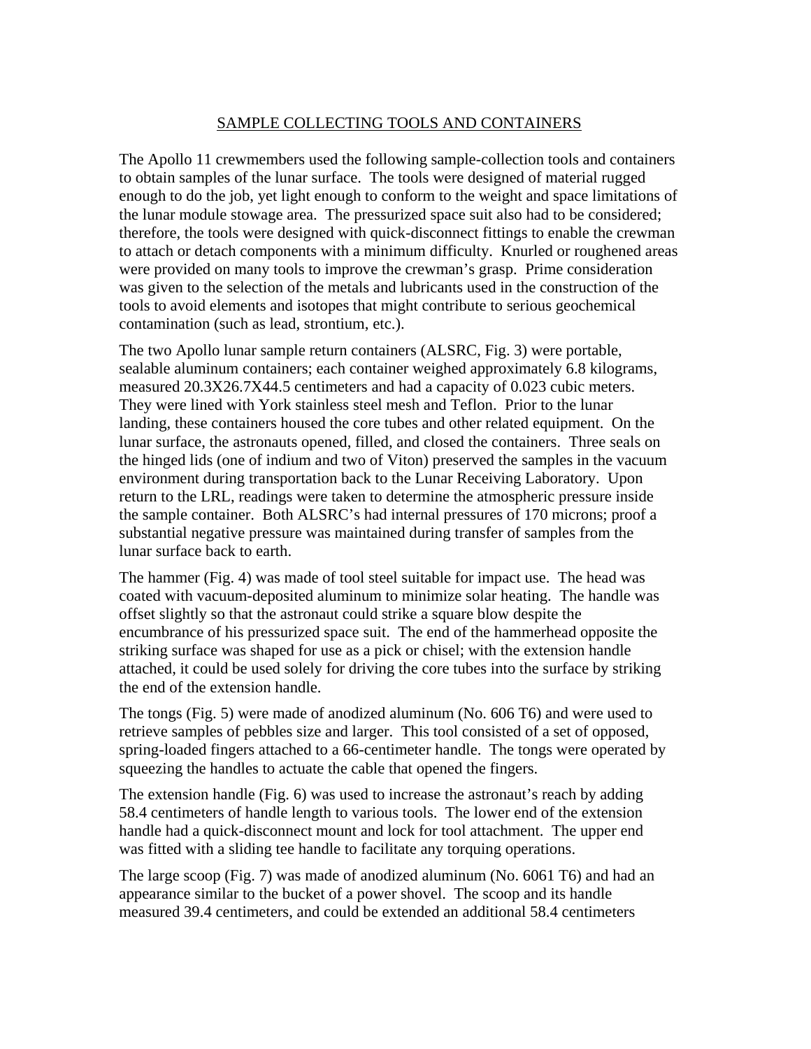# SAMPLE COLLECTING TOOLS AND CONTAINERS

The Apollo 11 crewmembers used the following sample-collection tools and containers to obtain samples of the lunar surface. The tools were designed of material rugged enough to do the job, yet light enough to conform to the weight and space limitations of the lunar module stowage area. The pressurized space suit also had to be considered; therefore, the tools were designed with quick-disconnect fittings to enable the crewman to attach or detach components with a minimum difficulty. Knurled or roughened areas were provided on many tools to improve the crewman's grasp. Prime consideration was given to the selection of the metals and lubricants used in the construction of the tools to avoid elements and isotopes that might contribute to serious geochemical contamination (such as lead, strontium, etc.).

The two Apollo lunar sample return containers (ALSRC, Fig. 3) were portable, sealable aluminum containers; each container weighed approximately 6.8 kilograms, measured 20.3X26.7X44.5 centimeters and had a capacity of 0.023 cubic meters. They were lined with York stainless steel mesh and Teflon. Prior to the lunar landing, these containers housed the core tubes and other related equipment. On the lunar surface, the astronauts opened, filled, and closed the containers. Three seals on the hinged lids (one of indium and two of Viton) preserved the samples in the vacuum environment during transportation back to the Lunar Receiving Laboratory. Upon return to the LRL, readings were taken to determine the atmospheric pressure inside the sample container. Both ALSRC's had internal pressures of 170 microns; proof a substantial negative pressure was maintained during transfer of samples from the lunar surface back to earth.

The hammer (Fig. 4) was made of tool steel suitable for impact use. The head was coated with vacuum-deposited aluminum to minimize solar heating. The handle was offset slightly so that the astronaut could strike a square blow despite the encumbrance of his pressurized space suit. The end of the hammerhead opposite the striking surface was shaped for use as a pick or chisel; with the extension handle attached, it could be used solely for driving the core tubes into the surface by striking the end of the extension handle.

The tongs (Fig. 5) were made of anodized aluminum (No. 606 T6) and were used to retrieve samples of pebbles size and larger. This tool consisted of a set of opposed, spring-loaded fingers attached to a 66-centimeter handle. The tongs were operated by squeezing the handles to actuate the cable that opened the fingers.

The extension handle (Fig. 6) was used to increase the astronaut's reach by adding 58.4 centimeters of handle length to various tools. The lower end of the extension handle had a quick-disconnect mount and lock for tool attachment. The upper end was fitted with a sliding tee handle to facilitate any torquing operations.

The large scoop (Fig. 7) was made of anodized aluminum (No. 6061 T6) and had an appearance similar to the bucket of a power shovel. The scoop and its handle measured 39.4 centimeters, and could be extended an additional 58.4 centimeters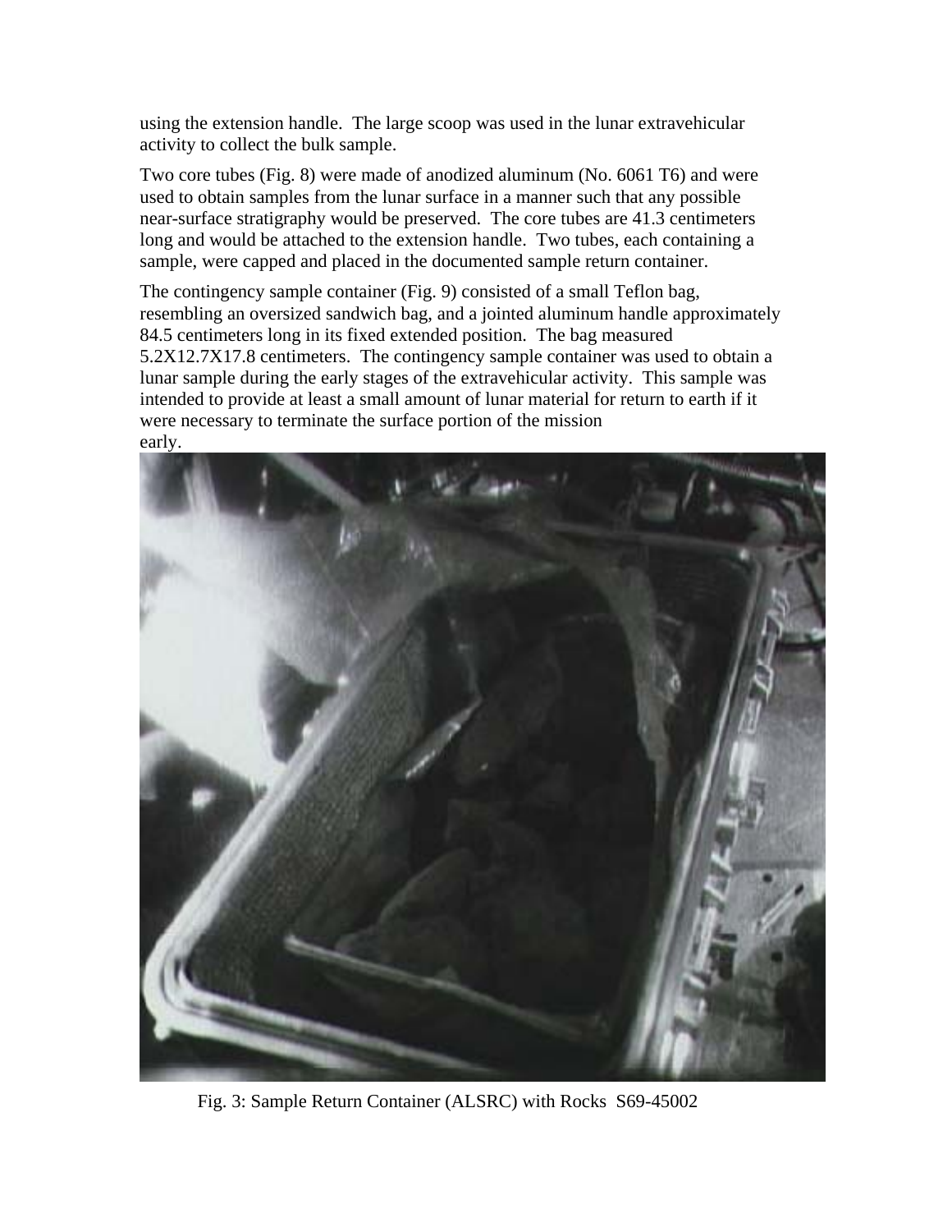using the extension handle. The large scoop was used in the lunar extravehicular activity to collect the bulk sample.

Two core tubes (Fig. 8) were made of anodized aluminum (No. 6061 T6) and were used to obtain samples from the lunar surface in a manner such that any possible near-surface stratigraphy would be preserved. The core tubes are 41.3 centimeters long and would be attached to the extension handle. Two tubes, each containing a sample, were capped and placed in the documented sample return container.

The contingency sample container (Fig. 9) consisted of a small Teflon bag, resembling an oversized sandwich bag, and a jointed aluminum handle approximately 84.5 centimeters long in its fixed extended position. The bag measured 5.2X12.7X17.8 centimeters. The contingency sample container was used to obtain a lunar sample during the early stages of the extravehicular activity. This sample was intended to provide at least a small amount of lunar material for return to earth if it were necessary to terminate the surface portion of the mission early.

Fig. 3: Sample Return Container (ALSRC) with Rocks S69-45002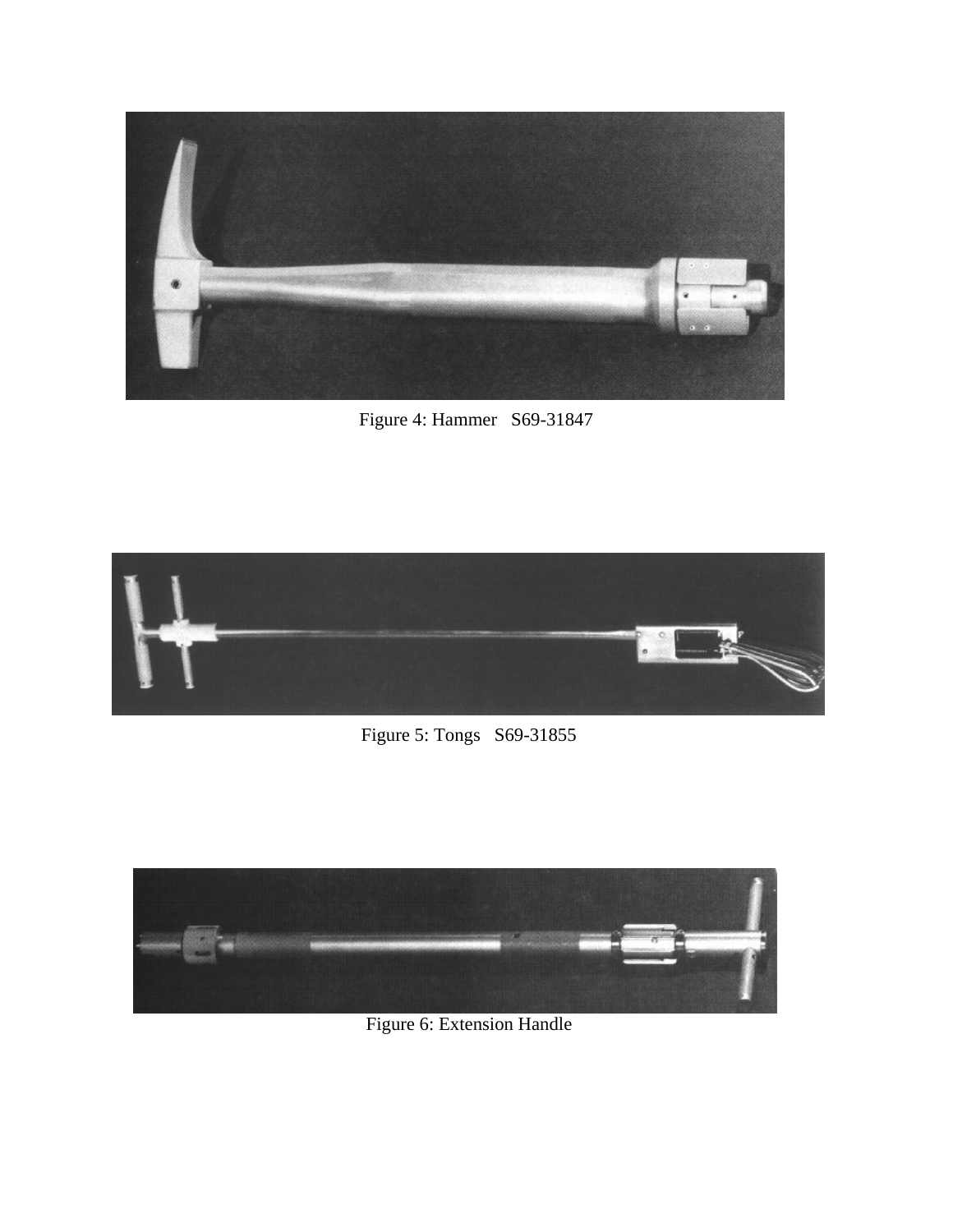Figure 4: Hammer   S69-31847

Figure 5: Tongs   S69-31855

Figure 6: Extension Handle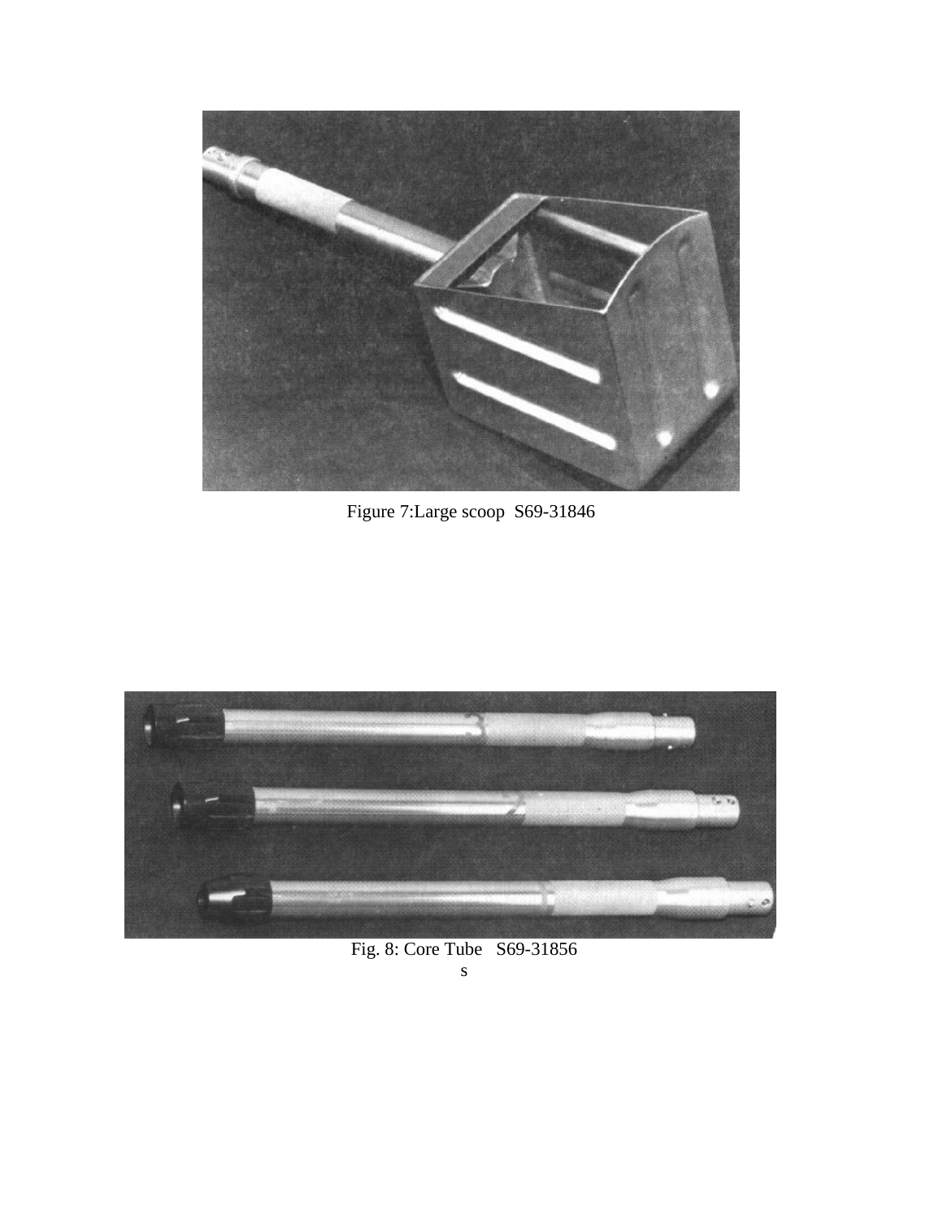Figure 7:Large scoop S69-31846

Fig. 8: Core Tube S69-31856
s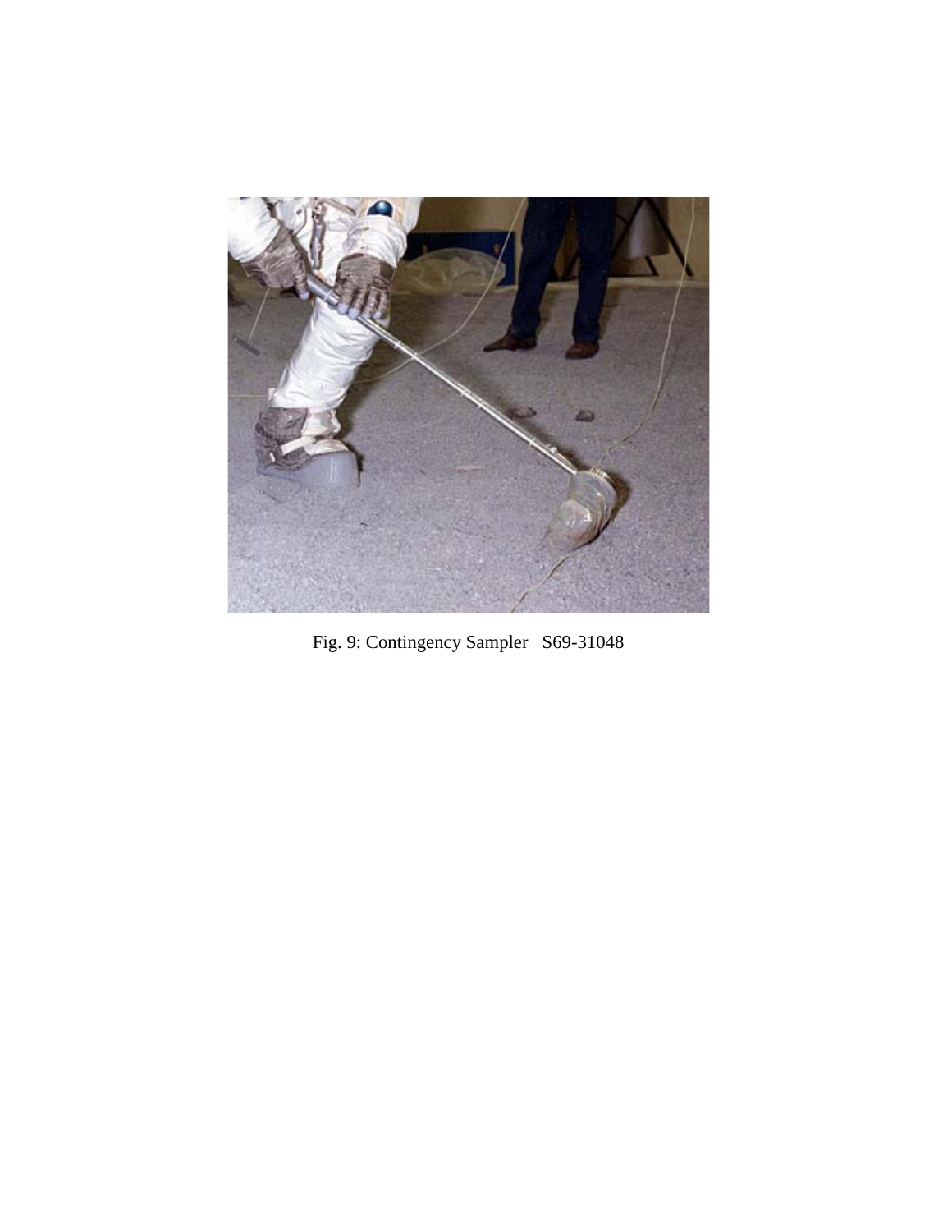Fig. 9: Contingency Sampler   S69-31048